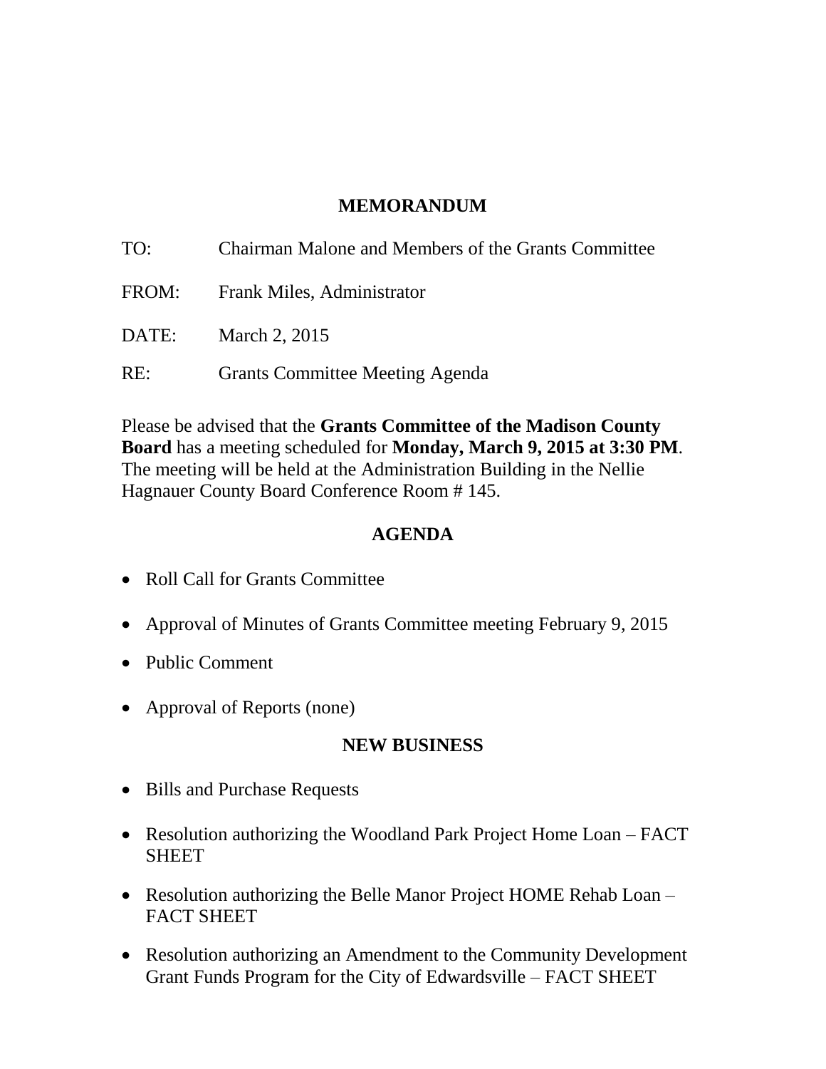## MEMORANDUM

TO: Chairman Malone and Members of the Grants Committee

FROM: Frank Miles, Administrator

DATE: March 2, 2015

RE: Grants Committee Meeting Agenda

Please be advised that the **Grants Committee of the Madison County Board** has a meeting scheduled for **Monday, March 9, 2015 at 3:30 PM**. The meeting will be held at the Administration Building in the Nellie Hagnauer County Board Conference Room # 145.

## AGENDA

- Roll Call for Grants Committee
- Approval of Minutes of Grants Committee meeting February 9, 2015
- Public Comment
- Approval of Reports (none)

## NEW BUSINESS

- Bills and Purchase Requests
- Resolution authorizing the Woodland Park Project Home Loan – FACT SHEET
- Resolution authorizing the Belle Manor Project HOME Rehab Loan – FACT SHEET
- Resolution authorizing an Amendment to the Community Development Grant Funds Program for the City of Edwardsville – FACT SHEET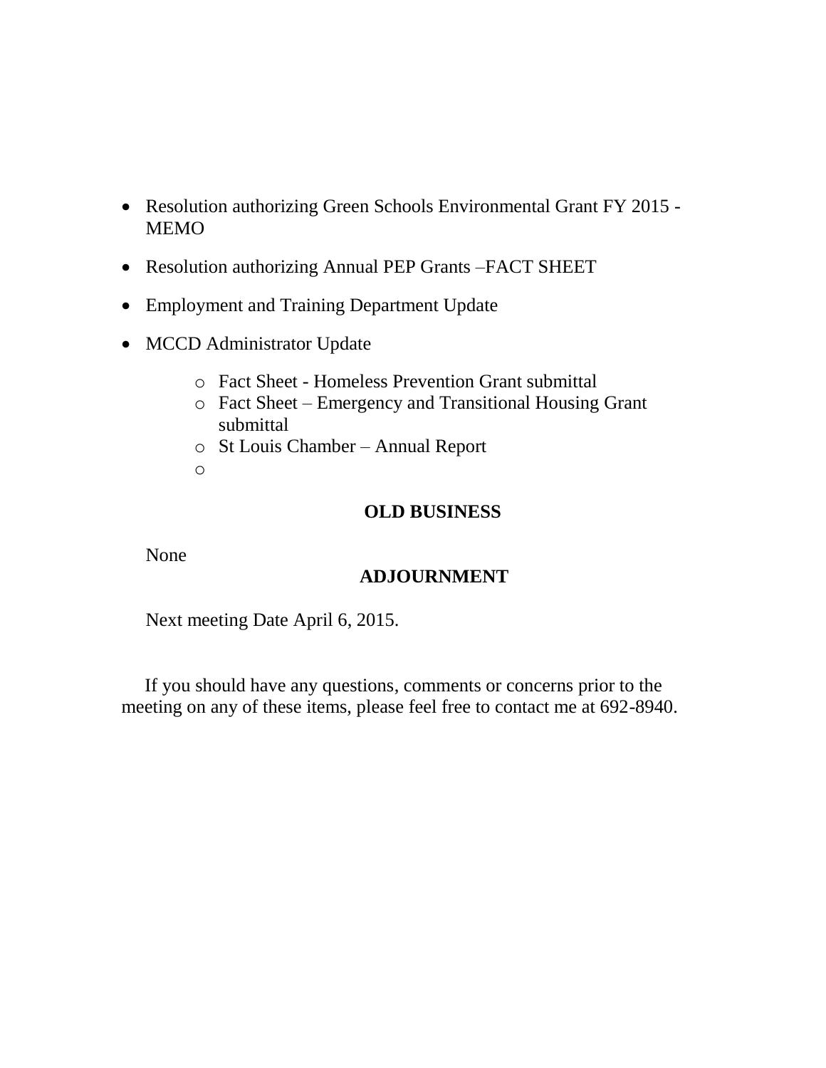- Resolution authorizing Green Schools Environmental Grant FY 2015 - MEMO
- Resolution authorizing Annual PEP Grants –FACT SHEET
- Employment and Training Department Update
- MCCD Administrator Update
    - Fact Sheet - Homeless Prevention Grant submittal
    - Fact Sheet – Emergency and Transitional Housing Grant submittal
    - St Louis Chamber – Annual Report
    - 

**OLD BUSINESS**

None

**ADJOURNMENT**

Next meeting Date April 6, 2015.

If you should have any questions, comments or concerns prior to the meeting on any of these items, please feel free to contact me at 692-8940.